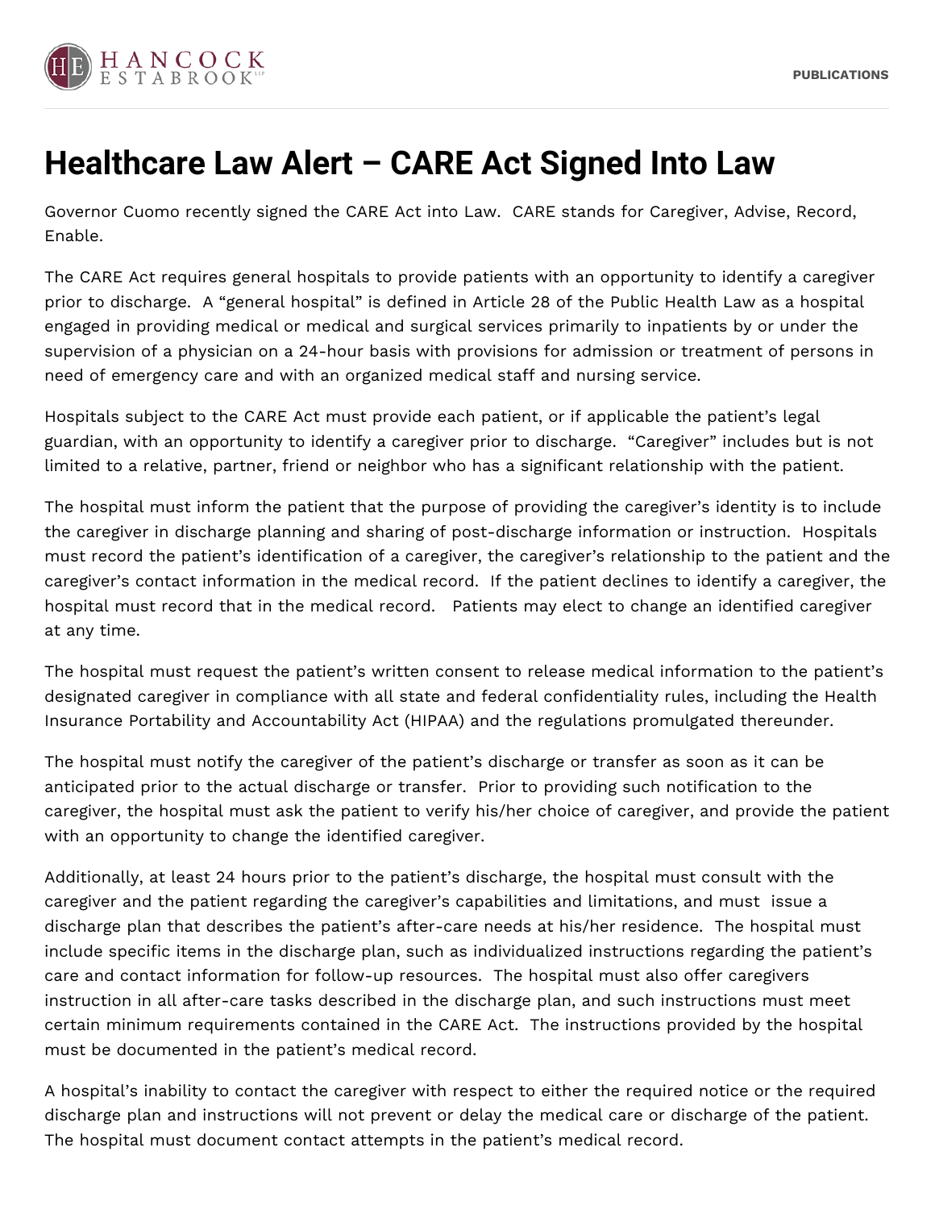# Healthcare Law Alert – CARE Act Signed Into Law

Governor Cuomo recently signed the CARE Act into Law. CARE stands for Caregiver, Advise, Record, Enable.

The CARE Act requires general hospitals to provide patients with an opportunity to identify a caregiver prior to discharge. A "general hospital" is defined in Article 28 of the Public Health Law as a hospital engaged in providing medical or medical and surgical services primarily to inpatients by or under the supervision of a physician on a 24-hour basis with provisions for admission or treatment of persons in need of emergency care and with an organized medical staff and nursing service.

Hospitals subject to the CARE Act must provide each patient, or if applicable the patient's legal guardian, with an opportunity to identify a caregiver prior to discharge. "Caregiver" includes but is not limited to a relative, partner, friend or neighbor who has a significant relationship with the patient.

The hospital must inform the patient that the purpose of providing the caregiver's identity is to include the caregiver in discharge planning and sharing of post-discharge information or instruction. Hospitals must record the patient's identification of a caregiver, the caregiver's relationship to the patient and the caregiver's contact information in the medical record. If the patient declines to identify a caregiver, the hospital must record that in the medical record. Patients may elect to change an identified caregiver at any time.

The hospital must request the patient's written consent to release medical information to the patient's designated caregiver in compliance with all state and federal confidentiality rules, including the Health Insurance Portability and Accountability Act (HIPAA) and the regulations promulgated thereunder.

The hospital must notify the caregiver of the patient's discharge or transfer as soon as it can be anticipated prior to the actual discharge or transfer. Prior to providing such notification to the caregiver, the hospital must ask the patient to verify his/her choice of caregiver, and provide the patient with an opportunity to change the identified caregiver.

Additionally, at least 24 hours prior to the patient's discharge, the hospital must consult with the caregiver and the patient regarding the caregiver's capabilities and limitations, and must issue a discharge plan that describes the patient's after-care needs at his/her residence. The hospital must include specific items in the discharge plan, such as individualized instructions regarding the patient's care and contact information for follow-up resources. The hospital must also offer caregivers instruction in all after-care tasks described in the discharge plan, and such instructions must meet certain minimum requirements contained in the CARE Act. The instructions provided by the hospital must be documented in the patient's medical record.

A hospital's inability to contact the caregiver with respect to either the required notice or the required discharge plan and instructions will not prevent or delay the medical care or discharge of the patient. The hospital must document contact attempts in the patient's medical record.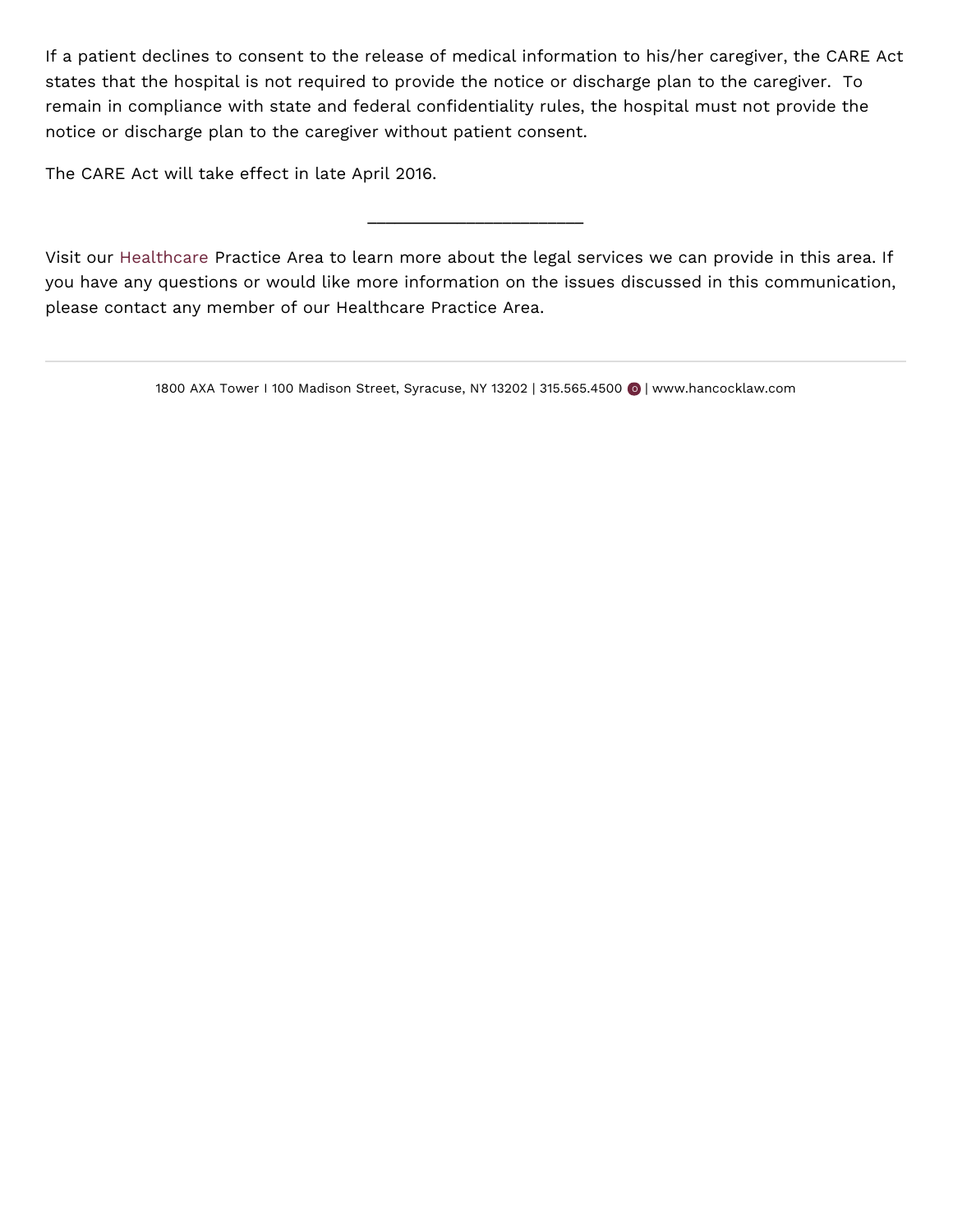If a patient declines to consent to the release of medical information to his/her caregiver, the CARE Act states that the hospital is not required to provide the notice or discharge plan to the caregiver.  To remain in compliance with state and federal confidentiality rules, the hospital must not provide the notice or discharge plan to the caregiver without patient consent.

The CARE Act will take effect in late April 2016.

______________________

Visit our Healthcare Practice Area to learn more about the legal services we can provide in this area. If you have any questions or would like more information on the issues discussed in this communication, please contact any member of our Healthcare Practice Area.

1800 AXA Tower I 100 Madison Street, Syracuse, NY 13202 | 315.565.4500 | www.hancocklaw.com